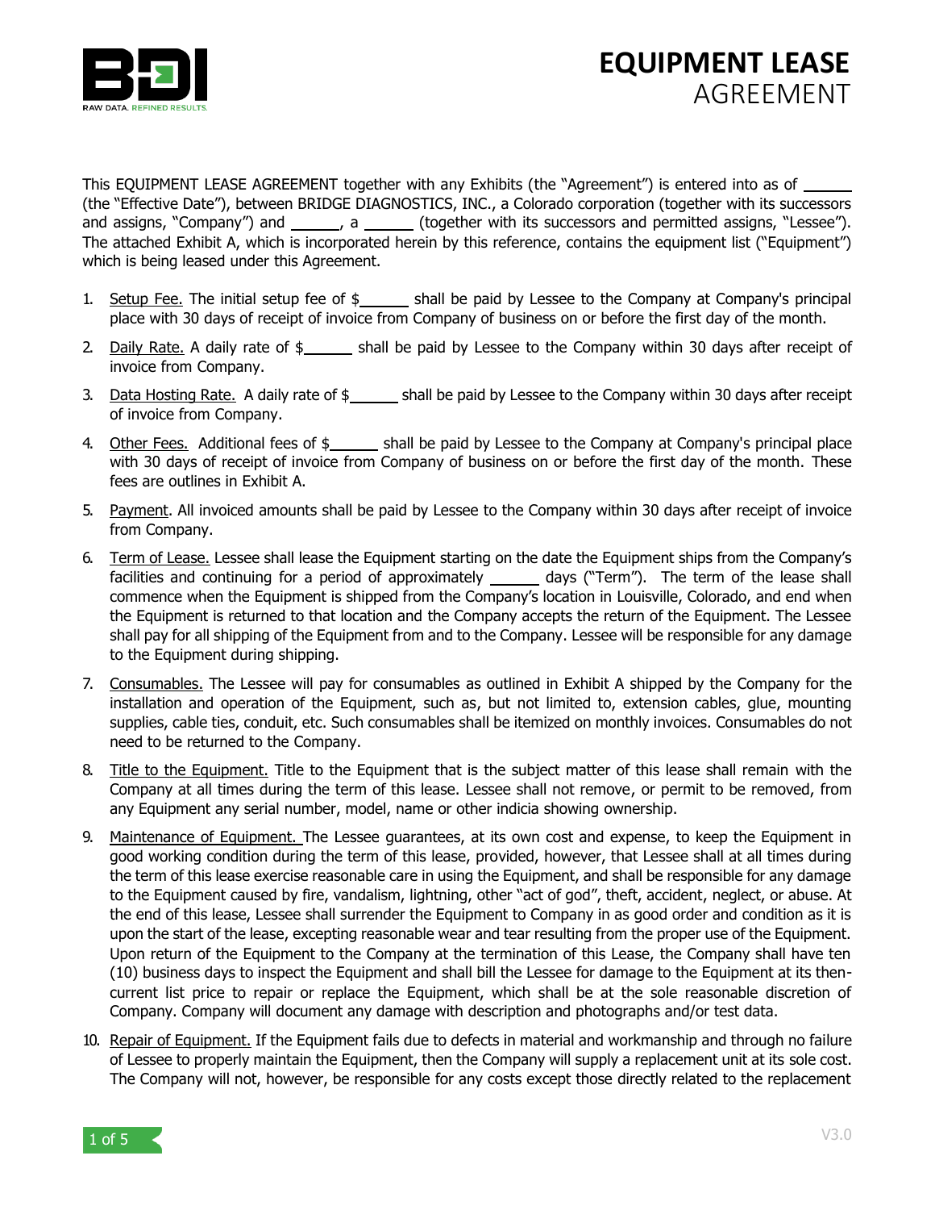# EQUIPMENT LEASE AGREEMENT

This EQUIPMENT LEASE AGREEMENT together with any Exhibits (the "Agreement") is entered into as of ______ (the "Effective Date"), between BRIDGE DIAGNOSTICS, INC., a Colorado corporation (together with its successors and assigns, "Company") and ______, a ______ (together with its successors and permitted assigns, "Lessee"). The attached Exhibit A, which is incorporated herein by this reference, contains the equipment list ("Equipment") which is being leased under this Agreement.

1. Setup Fee. The initial setup fee of $______ shall be paid by Lessee to the Company at Company's principal place with 30 days of receipt of invoice from Company of business on or before the first day of the month.

2. Daily Rate. A daily rate of $______ shall be paid by Lessee to the Company within 30 days after receipt of invoice from Company.

3. Data Hosting Rate. A daily rate of $______ shall be paid by Lessee to the Company within 30 days after receipt of invoice from Company.

4. Other Fees. Additional fees of $______ shall be paid by Lessee to the Company at Company's principal place with 30 days of receipt of invoice from Company of business on or before the first day of the month. These fees are outlines in Exhibit A.

5. Payment. All invoiced amounts shall be paid by Lessee to the Company within 30 days after receipt of invoice from Company.

6. Term of Lease. Lessee shall lease the Equipment starting on the date the Equipment ships from the Company's facilities and continuing for a period of approximately ______ days ("Term"). The term of the lease shall commence when the Equipment is shipped from the Company's location in Louisville, Colorado, and end when the Equipment is returned to that location and the Company accepts the return of the Equipment. The Lessee shall pay for all shipping of the Equipment from and to the Company. Lessee will be responsible for any damage to the Equipment during shipping.

7. Consumables. The Lessee will pay for consumables as outlined in Exhibit A shipped by the Company for the installation and operation of the Equipment, such as, but not limited to, extension cables, glue, mounting supplies, cable ties, conduit, etc. Such consumables shall be itemized on monthly invoices. Consumables do not need to be returned to the Company.

8. Title to the Equipment. Title to the Equipment that is the subject matter of this lease shall remain with the Company at all times during the term of this lease. Lessee shall not remove, or permit to be removed, from any Equipment any serial number, model, name or other indicia showing ownership.

9. Maintenance of Equipment. The Lessee guarantees, at its own cost and expense, to keep the Equipment in good working condition during the term of this lease, provided, however, that Lessee shall at all times during the term of this lease exercise reasonable care in using the Equipment, and shall be responsible for any damage to the Equipment caused by fire, vandalism, lightning, other "act of god", theft, accident, neglect, or abuse. At the end of this lease, Lessee shall surrender the Equipment to Company in as good order and condition as it is upon the start of the lease, excepting reasonable wear and tear resulting from the proper use of the Equipment. Upon return of the Equipment to the Company at the termination of this Lease, the Company shall have ten (10) business days to inspect the Equipment and shall bill the Lessee for damage to the Equipment at its then-current list price to repair or replace the Equipment, which shall be at the sole reasonable discretion of Company. Company will document any damage with description and photographs and/or test data.

10. Repair of Equipment. If the Equipment fails due to defects in material and workmanship and through no failure of Lessee to properly maintain the Equipment, then the Company will supply a replacement unit at its sole cost. The Company will not, however, be responsible for any costs except those directly related to the replacement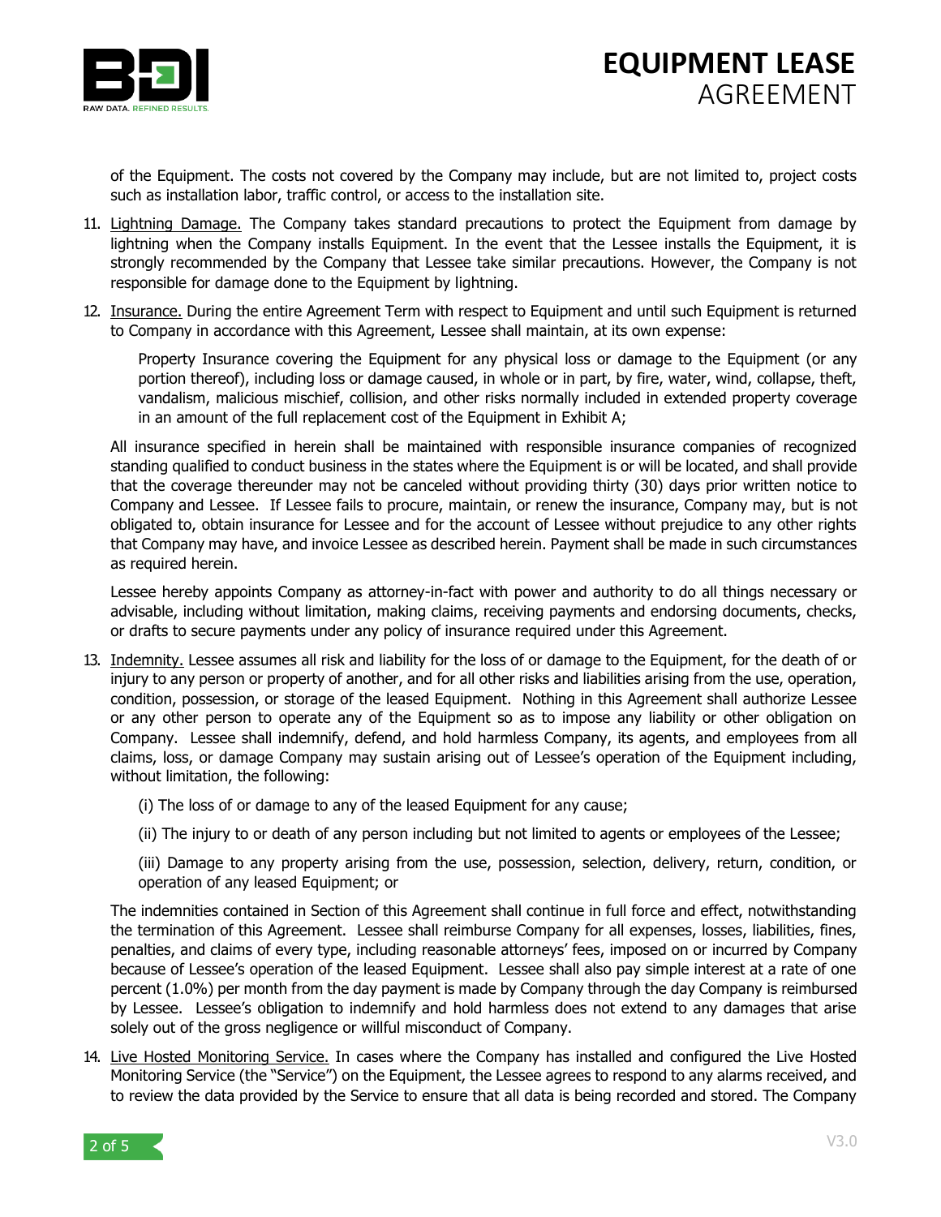of the Equipment. The costs not covered by the Company may include, but are not limited to, project costs such as installation labor, traffic control, or access to the installation site.

11. Lightning Damage. The Company takes standard precautions to protect the Equipment from damage by lightning when the Company installs Equipment. In the event that the Lessee installs the Equipment, it is strongly recommended by the Company that Lessee take similar precautions. However, the Company is not responsible for damage done to the Equipment by lightning.

12. Insurance. During the entire Agreement Term with respect to Equipment and until such Equipment is returned to Company in accordance with this Agreement, Lessee shall maintain, at its own expense:

    Property Insurance covering the Equipment for any physical loss or damage to the Equipment (or any portion thereof), including loss or damage caused, in whole or in part, by fire, water, wind, collapse, theft, vandalism, malicious mischief, collision, and other risks normally included in extended property coverage in an amount of the full replacement cost of the Equipment in Exhibit A;

    All insurance specified in herein shall be maintained with responsible insurance companies of recognized standing qualified to conduct business in the states where the Equipment is or will be located, and shall provide that the coverage thereunder may not be canceled without providing thirty (30) days prior written notice to Company and Lessee. If Lessee fails to procure, maintain, or renew the insurance, Company may, but is not obligated to, obtain insurance for Lessee and for the account of Lessee without prejudice to any other rights that Company may have, and invoice Lessee as described herein. Payment shall be made in such circumstances as required herein.

    Lessee hereby appoints Company as attorney-in-fact with power and authority to do all things necessary or advisable, including without limitation, making claims, receiving payments and endorsing documents, checks, or drafts to secure payments under any policy of insurance required under this Agreement.

13. Indemnity. Lessee assumes all risk and liability for the loss of or damage to the Equipment, for the death of or injury to any person or property of another, and for all other risks and liabilities arising from the use, operation, condition, possession, or storage of the leased Equipment. Nothing in this Agreement shall authorize Lessee or any other person to operate any of the Equipment so as to impose any liability or other obligation on Company. Lessee shall indemnify, defend, and hold harmless Company, its agents, and employees from all claims, loss, or damage Company may sustain arising out of Lessee's operation of the Equipment including, without limitation, the following:

    (i) The loss of or damage to any of the leased Equipment for any cause;

    (ii) The injury to or death of any person including but not limited to agents or employees of the Lessee;

    (iii) Damage to any property arising from the use, possession, selection, delivery, return, condition, or operation of any leased Equipment; or

    The indemnities contained in Section of this Agreement shall continue in full force and effect, notwithstanding the termination of this Agreement. Lessee shall reimburse Company for all expenses, losses, liabilities, fines, penalties, and claims of every type, including reasonable attorneys' fees, imposed on or incurred by Company because of Lessee's operation of the leased Equipment. Lessee shall also pay simple interest at a rate of one percent (1.0%) per month from the day payment is made by Company through the day Company is reimbursed by Lessee. Lessee's obligation to indemnify and hold harmless does not extend to any damages that arise solely out of the gross negligence or willful misconduct of Company.

14. Live Hosted Monitoring Service. In cases where the Company has installed and configured the Live Hosted Monitoring Service (the "Service") on the Equipment, the Lessee agrees to respond to any alarms received, and to review the data provided by the Service to ensure that all data is being recorded and stored. The Company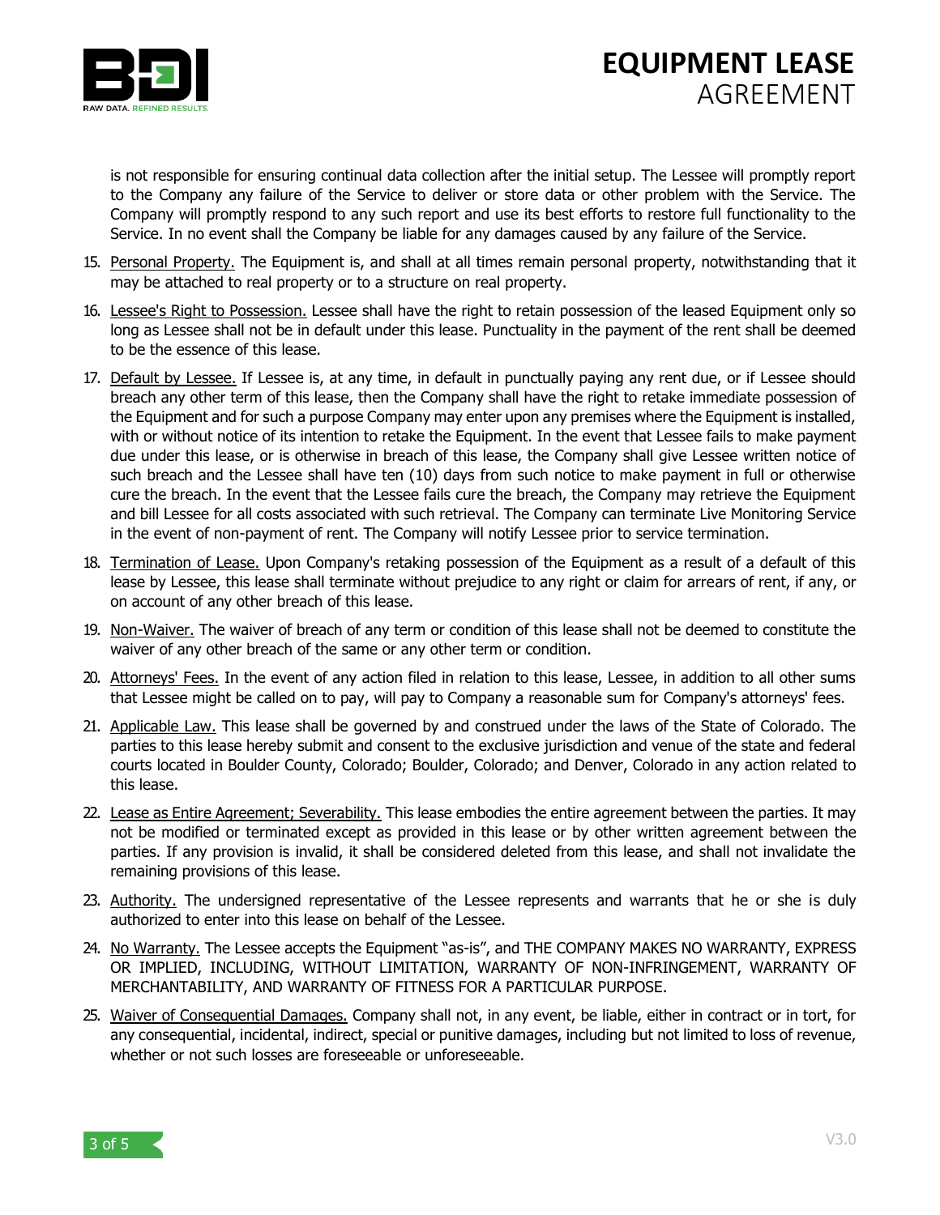is not responsible for ensuring continual data collection after the initial setup. The Lessee will promptly report to the Company any failure of the Service to deliver or store data or other problem with the Service. The Company will promptly respond to any such report and use its best efforts to restore full functionality to the Service. In no event shall the Company be liable for any damages caused by any failure of the Service.

15. Personal Property. The Equipment is, and shall at all times remain personal property, notwithstanding that it may be attached to real property or to a structure on real property.

16. Lessee's Right to Possession. Lessee shall have the right to retain possession of the leased Equipment only so long as Lessee shall not be in default under this lease. Punctuality in the payment of the rent shall be deemed to be the essence of this lease.

17. Default by Lessee. If Lessee is, at any time, in default in punctually paying any rent due, or if Lessee should breach any other term of this lease, then the Company shall have the right to retake immediate possession of the Equipment and for such a purpose Company may enter upon any premises where the Equipment is installed, with or without notice of its intention to retake the Equipment. In the event that Lessee fails to make payment due under this lease, or is otherwise in breach of this lease, the Company shall give Lessee written notice of such breach and the Lessee shall have ten (10) days from such notice to make payment in full or otherwise cure the breach. In the event that the Lessee fails cure the breach, the Company may retrieve the Equipment and bill Lessee for all costs associated with such retrieval. The Company can terminate Live Monitoring Service in the event of non-payment of rent. The Company will notify Lessee prior to service termination.

18. Termination of Lease. Upon Company's retaking possession of the Equipment as a result of a default of this lease by Lessee, this lease shall terminate without prejudice to any right or claim for arrears of rent, if any, or on account of any other breach of this lease.

19. Non-Waiver. The waiver of breach of any term or condition of this lease shall not be deemed to constitute the waiver of any other breach of the same or any other term or condition.

20. Attorneys' Fees. In the event of any action filed in relation to this lease, Lessee, in addition to all other sums that Lessee might be called on to pay, will pay to Company a reasonable sum for Company's attorneys' fees.

21. Applicable Law. This lease shall be governed by and construed under the laws of the State of Colorado. The parties to this lease hereby submit and consent to the exclusive jurisdiction and venue of the state and federal courts located in Boulder County, Colorado; Boulder, Colorado; and Denver, Colorado in any action related to this lease.

22. Lease as Entire Agreement; Severability. This lease embodies the entire agreement between the parties. It may not be modified or terminated except as provided in this lease or by other written agreement between the parties. If any provision is invalid, it shall be considered deleted from this lease, and shall not invalidate the remaining provisions of this lease.

23. Authority. The undersigned representative of the Lessee represents and warrants that he or she is duly authorized to enter into this lease on behalf of the Lessee.

24. No Warranty. The Lessee accepts the Equipment "as-is", and THE COMPANY MAKES NO WARRANTY, EXPRESS OR IMPLIED, INCLUDING, WITHOUT LIMITATION, WARRANTY OF NON-INFRINGEMENT, WARRANTY OF MERCHANTABILITY, AND WARRANTY OF FITNESS FOR A PARTICULAR PURPOSE.

25. Waiver of Consequential Damages. Company shall not, in any event, be liable, either in contract or in tort, for any consequential, incidental, indirect, special or punitive damages, including but not limited to loss of revenue, whether or not such losses are foreseeable or unforeseeable.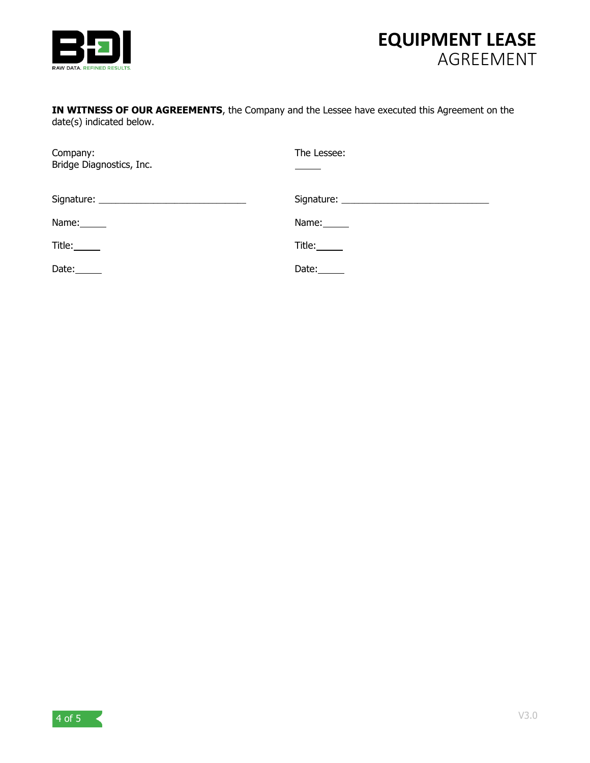**IN WITNESS OF OUR AGREEMENTS**, the Company and the Lessee have executed this Agreement on the date(s) indicated below.

| Company: Bridge Diagnostics, Inc. | The Lessee: _____ |
|---|---|
| Signature: ______________________________ | Signature: ______________________________ |
| Name:_____ | Name:_____ |
| Title:_____ | Title:_____ |
| Date:_____ | Date:_____ |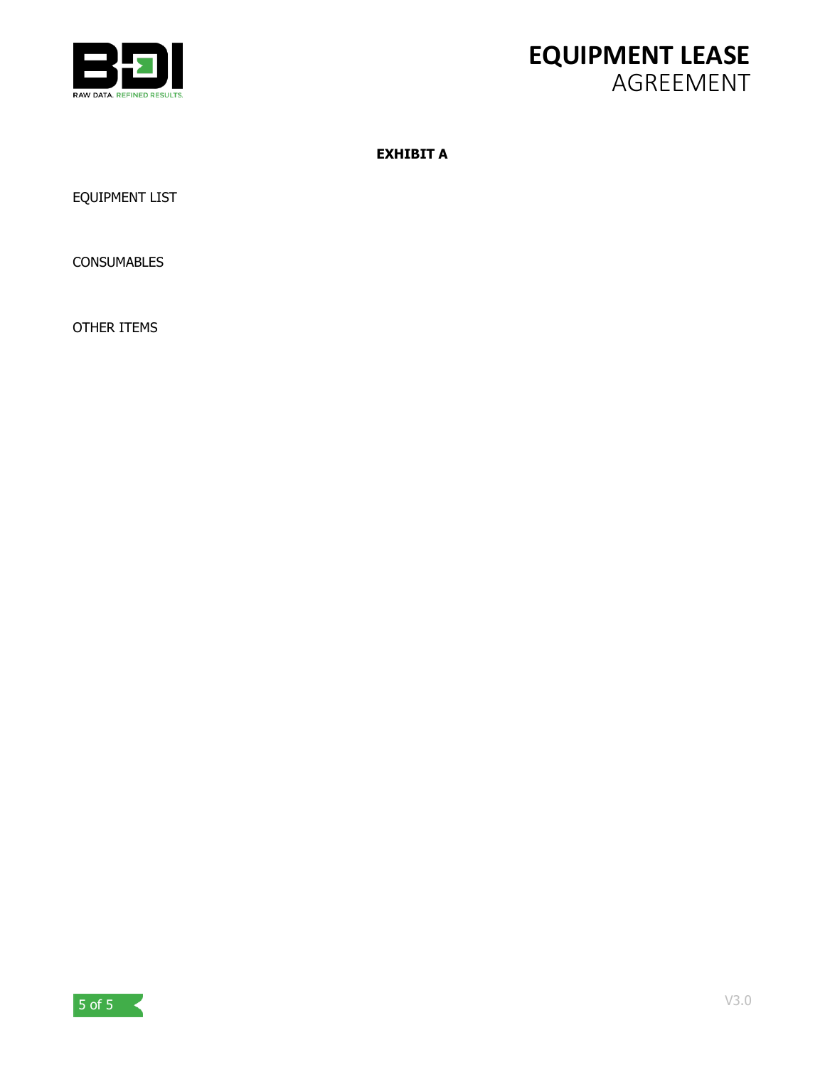**EXHIBIT A**

EQUIPMENT LIST

CONSUMABLES

OTHER ITEMS